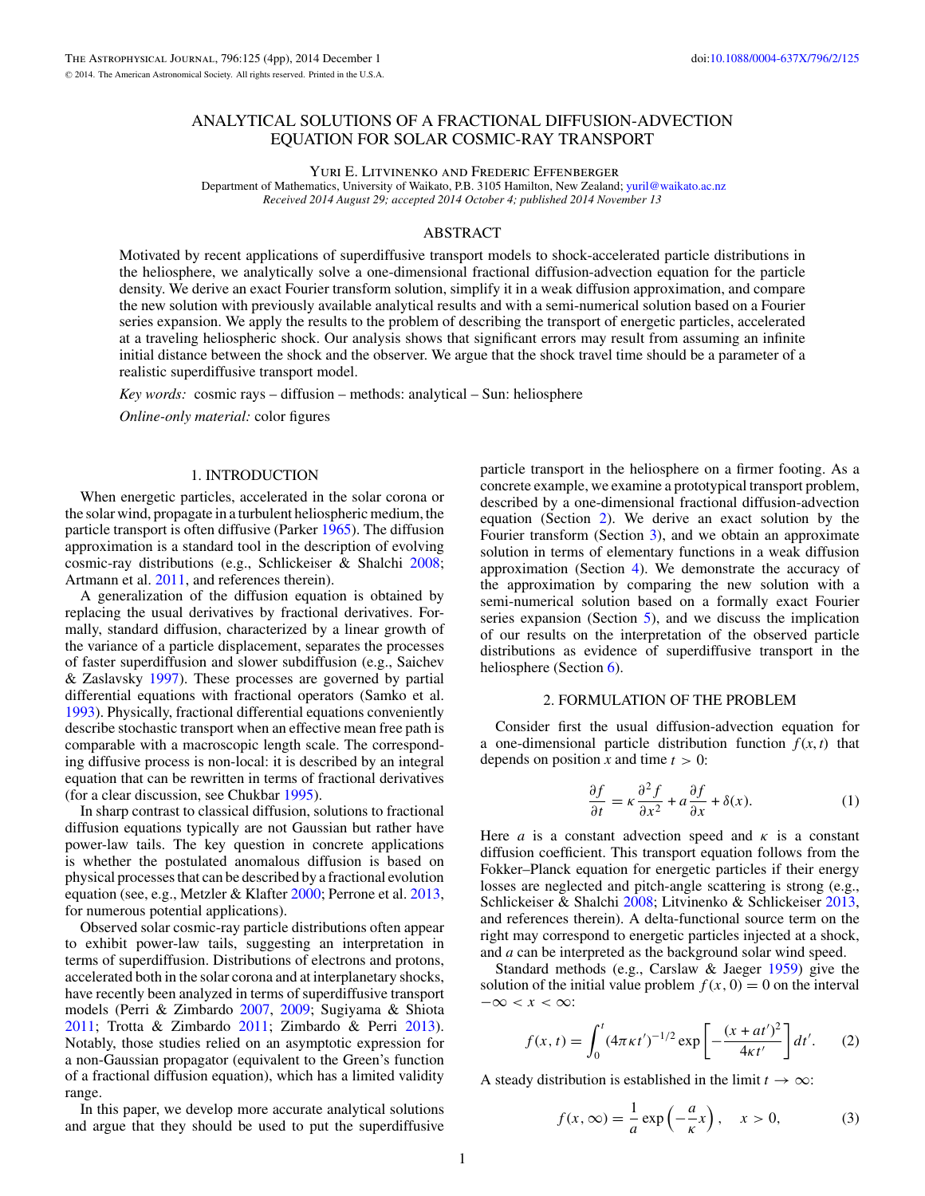# ANALYTICAL SOLUTIONS OF A FRACTIONAL DIFFUSION-ADVECTION EQUATION FOR SOLAR COSMIC-RAY TRANSPORT

Yuri E. Litvinenko and Frederic Effenberger

Department of Mathematics, University of Waikato, P.B. 3105 Hamilton, New Zealand; yuril@waikato.ac.nz

*Received 2014 August 29; accepted 2014 October 4; published 2014 November 13*

## ABSTRACT

Motivated by recent applications of superdiffusive transport models to shock-accelerated particle distributions in the heliosphere, we analytically solve a one-dimensional fractional diffusion-advection equation for the particle density. We derive an exact Fourier transform solution, simplify it in a weak diffusion approximation, and compare the new solution with previously available analytical results and with a semi-numerical solution based on a Fourier series expansion. We apply the results to the problem of describing the transport of energetic particles, accelerated at a traveling heliospheric shock. Our analysis shows that significant errors may result from assuming an infinite initial distance between the shock and the observer. We argue that the shock travel time should be a parameter of a realistic superdiffusive transport model.

*Key words:* cosmic rays – diffusion – methods: analytical – Sun: heliosphere

*Online-only material:* color figures

## 1. INTRODUCTION

When energetic particles, accelerated in the solar corona or the solar wind, propagate in a turbulent heliospheric medium, the particle transport is often diffusive (Parker 1965). The diffusion approximation is a standard tool in the description of evolving cosmic-ray distributions (e.g., Schlickeiser & Shalchi 2008; Artmann et al. 2011, and references therein).

A generalization of the diffusion equation is obtained by replacing the usual derivatives by fractional derivatives. Formally, standard diffusion, characterized by a linear growth of the variance of a particle displacement, separates the processes of faster superdiffusion and slower subdiffusion (e.g., Saichev & Zaslavsky 1997). These processes are governed by partial differential equations with fractional operators (Samko et al. 1993). Physically, fractional differential equations conveniently describe stochastic transport when an effective mean free path is comparable with a macroscopic length scale. The corresponding diffusive process is non-local: it is described by an integral equation that can be rewritten in terms of fractional derivatives (for a clear discussion, see Chukbar 1995).

In sharp contrast to classical diffusion, solutions to fractional diffusion equations typically are not Gaussian but rather have power-law tails. The key question in concrete applications is whether the postulated anomalous diffusion is based on physical processes that can be described by a fractional evolution equation (see, e.g., Metzler & Klafter 2000; Perrone et al. 2013, for numerous potential applications).

Observed solar cosmic-ray particle distributions often appear to exhibit power-law tails, suggesting an interpretation in terms of superdiffusion. Distributions of electrons and protons, accelerated both in the solar corona and at interplanetary shocks, have recently been analyzed in terms of superdiffusive transport models (Perri & Zimbardo 2007, 2009; Sugiyama & Shiota 2011; Trotta & Zimbardo 2011; Zimbardo & Perri 2013). Notably, those studies relied on an asymptotic expression for a non-Gaussian propagator (equivalent to the Green's function of a fractional diffusion equation), which has a limited validity range.

In this paper, we develop more accurate analytical solutions and argue that they should be used to put the superdiffusive particle transport in the heliosphere on a firmer footing. As a concrete example, we examine a prototypical transport problem, described by a one-dimensional fractional diffusion-advection equation (Section 2). We derive an exact solution by the Fourier transform (Section 3), and we obtain an approximate solution in terms of elementary functions in a weak diffusion approximation (Section 4). We demonstrate the accuracy of the approximation by comparing the new solution with a semi-numerical solution based on a formally exact Fourier series expansion (Section 5), and we discuss the implication of our results on the interpretation of the observed particle distributions as evidence of superdiffusive transport in the heliosphere (Section 6).

## 2. FORMULATION OF THE PROBLEM

Consider first the usual diffusion-advection equation for a one-dimensional particle distribution function $f(x, t)$ that depends on position $x$ and time $t > 0$:

$$\frac{\partial f}{\partial t} = \kappa \frac{\partial^2 f}{\partial x^2} + a \frac{\partial f}{\partial x} + \delta(x). \tag{1}$$

Here $a$ is a constant advection speed and $\kappa$ is a constant diffusion coefficient. This transport equation follows from the Fokker–Planck equation for energetic particles if their energy losses are neglected and pitch-angle scattering is strong (e.g., Schlickeiser & Shalchi 2008; Litvinenko & Schlickeiser 2013, and references therein). A delta-functional source term on the right may correspond to energetic particles injected at a shock, and $a$ can be interpreted as the background solar wind speed.

Standard methods (e.g., Carslaw & Jaeger 1959) give the solution of the initial value problem $f(x, 0) = 0$ on the interval $-\infty < x < \infty$:

$$f(x, t) = \int_0^t (4\pi\kappa t')^{-1/2} \exp\left[-\frac{(x + at')^2}{4\kappa t'}\right] dt'. \tag{2}$$

A steady distribution is established in the limit $t \to \infty$:

$$f(x, \infty) = \frac{1}{a} \exp\left(-\frac{a}{\kappa} x\right), \quad x > 0, \tag{3}$$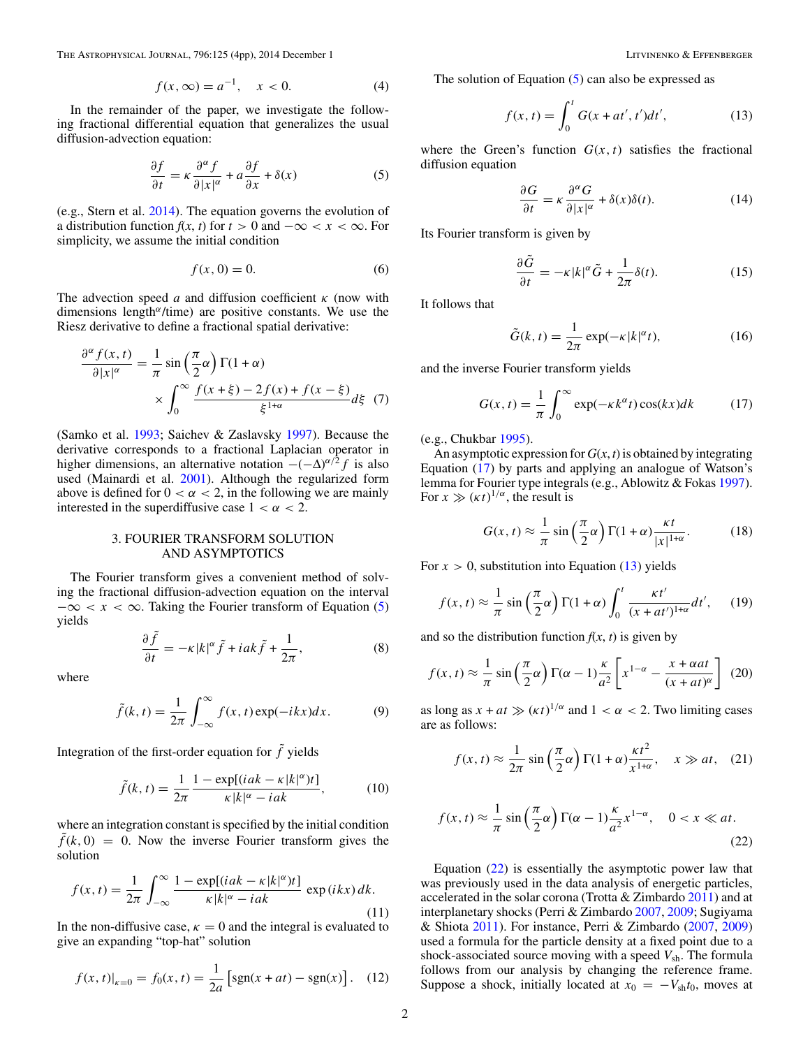$$f(x,\infty) = a^{-1}, \quad x < 0. \tag{4}$$

In the remainder of the paper, we investigate the following fractional differential equation that generalizes the usual diffusion-advection equation:

$$\frac{\partial f}{\partial t} = \kappa \frac{\partial^\alpha f}{\partial |x|^\alpha} + a\frac{\partial f}{\partial x} + \delta(x) \tag{5}$$

(e.g., Stern et al. 2014). The equation governs the evolution of a distribution function $f(x, t)$ for $t > 0$ and $-\infty < x < \infty$. For simplicity, we assume the initial condition

$$f(x, 0) = 0. \tag{6}$$

The advection speed $a$ and diffusion coefficient $\kappa$ (now with dimensions length$^\alpha$/time) are positive constants. We use the Riesz derivative to define a fractional spatial derivative:

$$\frac{\partial^\alpha f(x,t)}{\partial |x|^\alpha} = \frac{1}{\pi}\sin\left(\frac{\pi}{2}\alpha\right)\Gamma(1+\alpha) \times \int_0^\infty \frac{f(x+\xi) - 2f(x) + f(x-\xi)}{\xi^{1+\alpha}}d\xi \tag{7}$$

(Samko et al. 1993; Saichev & Zaslavsky 1997). Because the derivative corresponds to a fractional Laplacian operator in higher dimensions, an alternative notation $-(-\Delta)^{\alpha/2} f$ is also used (Mainardi et al. 2001). Although the regularized form above is defined for $0 < \alpha < 2$, in the following we are mainly interested in the superdiffusive case $1 < \alpha < 2$.

## 3. FOURIER TRANSFORM SOLUTION AND ASYMPTOTICS

The Fourier transform gives a convenient method of solving the fractional diffusion-advection equation on the interval $-\infty < x < \infty$. Taking the Fourier transform of Equation (5) yields

$$\frac{\partial \tilde{f}}{\partial t} = -\kappa|k|^\alpha \tilde{f} + iak\tilde{f} + \frac{1}{2\pi}, \tag{8}$$

where

$$\tilde{f}(k,t) = \frac{1}{2\pi}\int_{-\infty}^{\infty} f(x,t)\exp(-ikx)dx. \tag{9}$$

Integration of the first-order equation for $\tilde{f}$ yields

$$\tilde{f}(k,t) = \frac{1}{2\pi}\frac{1 - \exp[(iak - \kappa|k|^\alpha)t]}{\kappa|k|^\alpha - iak}, \tag{10}$$

where an integration constant is specified by the initial condition $\tilde{f}(k, 0) = 0$. Now the inverse Fourier transform gives the solution

$$f(x,t) = \frac{1}{2\pi}\int_{-\infty}^{\infty}\frac{1 - \exp[(iak - \kappa|k|^\alpha)t]}{\kappa|k|^\alpha - iak}\exp(ikx)\,dk. \tag{11}$$

In the non-diffusive case, $\kappa = 0$ and the integral is evaluated to give an expanding "top-hat" solution

$$f(x,t)|_{\kappa=0} = f_0(x,t) = \frac{1}{2a}\left[\mathrm{sgn}(x+at) - \mathrm{sgn}(x)\right]. \tag{12}$$

The solution of Equation (5) can also be expressed as

$$f(x,t) = \int_0^t G(x + at', t')dt', \tag{13}$$

where the Green's function $G(x, t)$ satisfies the fractional diffusion equation

$$\frac{\partial G}{\partial t} = \kappa\frac{\partial^\alpha G}{\partial |x|^\alpha} + \delta(x)\delta(t). \tag{14}$$

Its Fourier transform is given by

$$\frac{\partial \tilde{G}}{\partial t} = -\kappa|k|^\alpha\tilde{G} + \frac{1}{2\pi}\delta(t). \tag{15}$$

It follows that

$$\tilde{G}(k,t) = \frac{1}{2\pi}\exp(-\kappa|k|^\alpha t), \tag{16}$$

and the inverse Fourier transform yields

$$G(x,t) = \frac{1}{\pi}\int_0^\infty \exp(-\kappa k^\alpha t)\cos(kx)dk \tag{17}$$

(e.g., Chukbar 1995).

An asymptotic expression for $G(x, t)$ is obtained by integrating Equation (17) by parts and applying an analogue of Watson's lemma for Fourier type integrals (e.g., Ablowitz & Fokas 1997). For $x \gg (\kappa t)^{1/\alpha}$, the result is

$$G(x,t) \approx \frac{1}{\pi}\sin\left(\frac{\pi}{2}\alpha\right)\Gamma(1+\alpha)\frac{\kappa t}{|x|^{1+\alpha}}. \tag{18}$$

For $x > 0$, substitution into Equation (13) yields

$$f(x,t) \approx \frac{1}{\pi}\sin\left(\frac{\pi}{2}\alpha\right)\Gamma(1+\alpha)\int_0^t \frac{\kappa t'}{(x + at')^{1+\alpha}}dt', \tag{19}$$

and so the distribution function $f(x, t)$ is given by

$$f(x,t) \approx \frac{1}{\pi}\sin\left(\frac{\pi}{2}\alpha\right)\Gamma(\alpha-1)\frac{\kappa}{a^2}\left[x^{1-\alpha} - \frac{x + \alpha a t}{(x+at)^\alpha}\right] \tag{20}$$

as long as $x + at \gg (\kappa t)^{1/\alpha}$ and $1 < \alpha < 2$. Two limiting cases are as follows:

$$f(x,t) \approx \frac{1}{2\pi}\sin\left(\frac{\pi}{2}\alpha\right)\Gamma(1+\alpha)\frac{\kappa t^2}{x^{1+\alpha}}, \quad x \gg at, \tag{21}$$

$$f(x,t) \approx \frac{1}{\pi}\sin\left(\frac{\pi}{2}\alpha\right)\Gamma(\alpha-1)\frac{\kappa}{a^2}x^{1-\alpha}, \quad 0 < x \ll at. \tag{22}$$

Equation (22) is essentially the asymptotic power law that was previously used in the data analysis of energetic particles, accelerated in the solar corona (Trotta & Zimbardo 2011) and at interplanetary shocks (Perri & Zimbardo 2007, 2009; Sugiyama & Shiota 2011). For instance, Perri & Zimbardo (2007, 2009) used a formula for the particle density at a fixed point due to a shock-associated source moving with a speed $V_{\mathrm{sh}}$. The formula follows from our analysis by changing the reference frame. Suppose a shock, initially located at $x_0 = -V_{\mathrm{sh}}t_0$, moves at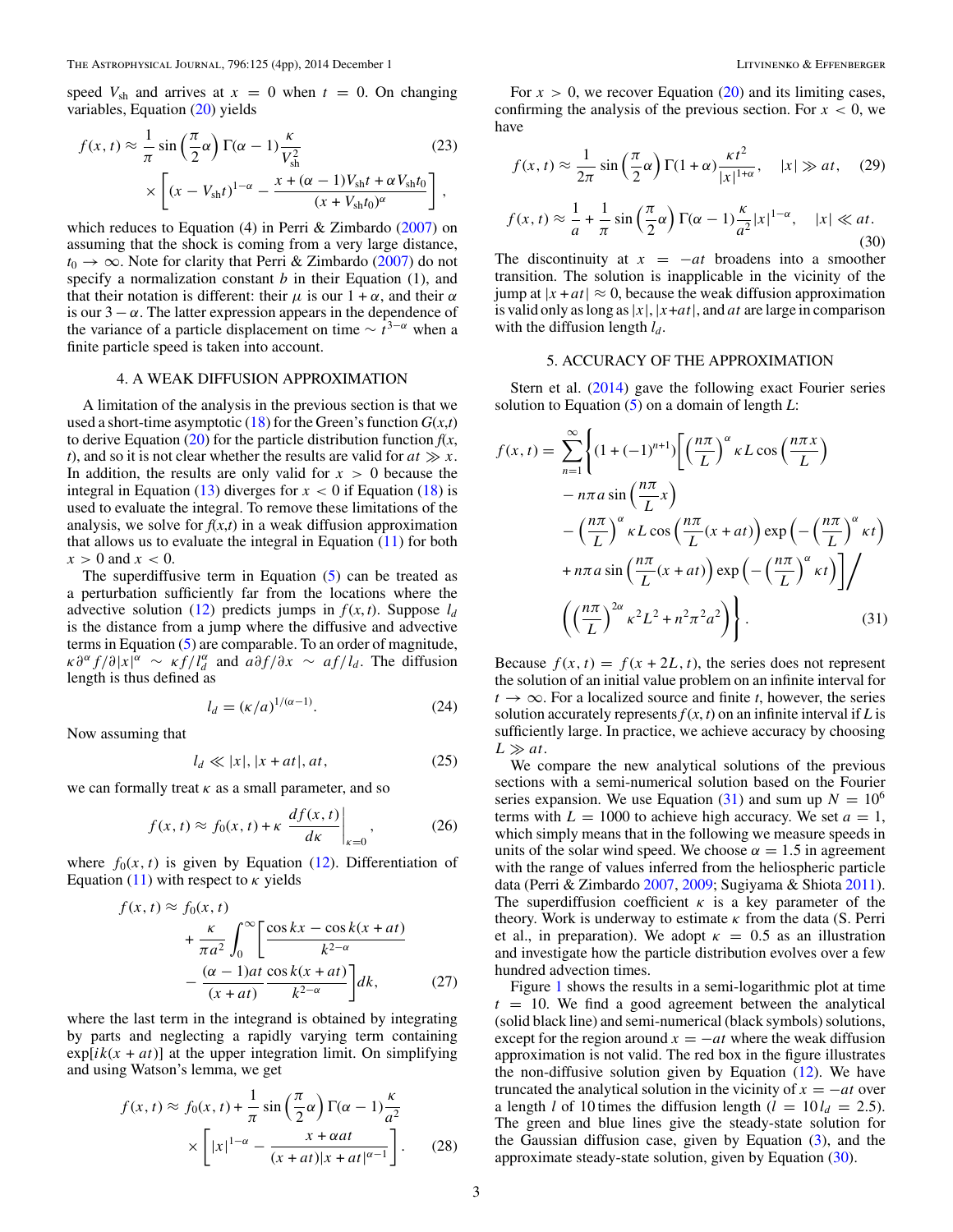speed $V_{\rm sh}$ and arrives at $x = 0$ when $t = 0$. On changing variables, Equation (20) yields

$$f(x,t) \approx \frac{1}{\pi} \sin\left(\frac{\pi}{2}\alpha\right) \Gamma(\alpha - 1) \frac{\kappa}{V_{\rm sh}^2} \times \left[ (x - V_{\rm sh}t)^{1-\alpha} - \frac{x + (\alpha - 1)V_{\rm sh}t + \alpha V_{\rm sh}t_0}{(x + V_{\rm sh}t_0)^\alpha} \right], \tag{23}$$

which reduces to Equation (4) in Perri & Zimbardo (2007) on assuming that the shock is coming from a very large distance, $t_0 \to \infty$. Note for clarity that Perri & Zimbardo (2007) do not specify a normalization constant $b$ in their Equation (1), and that their notation is different: their $\mu$ is our $1 + \alpha$, and their $\alpha$ is our $3 - \alpha$. The latter expression appears in the dependence of the variance of a particle displacement on time $\sim t^{3-\alpha}$ when a finite particle speed is taken into account.

## 4. A WEAK DIFFUSION APPROXIMATION

A limitation of the analysis in the previous section is that we used a short-time asymptotic (18) for the Green's function $G(x,t)$ to derive Equation (20) for the particle distribution function $f(x, t)$, and so it is not clear whether the results are valid for $at \gg x$. In addition, the results are only valid for $x > 0$ because the integral in Equation (13) diverges for $x < 0$ if Equation (18) is used to evaluate the integral. To remove these limitations of the analysis, we solve for $f(x,t)$ in a weak diffusion approximation that allows us to evaluate the integral in Equation (11) for both $x > 0$ and $x < 0$.

The superdiffusive term in Equation (5) can be treated as a perturbation sufficiently far from the locations where the advective solution (12) predicts jumps in $f(x, t)$. Suppose $l_d$ is the distance from a jump where the diffusive and advective terms in Equation (5) are comparable. To an order of magnitude, $\kappa \partial^\alpha f / \partial |x|^\alpha \sim \kappa f / l_d^\alpha$ and $a \partial f / \partial x \sim af / l_d$. The diffusion length is thus defined as

$$l_d = (\kappa / a)^{1/(\alpha - 1)}. \tag{24}$$

Now assuming that

$$l_d \ll |x|, |x + at|, at, \tag{25}$$

we can formally treat $\kappa$ as a small parameter, and so

$$f(x,t) \approx f_0(x,t) + \kappa \left. \frac{df(x,t)}{d\kappa} \right|_{\kappa = 0}, \tag{26}$$

where $f_0(x, t)$ is given by Equation (12). Differentiation of Equation (11) with respect to $\kappa$ yields

$$f(x,t) \approx f_0(x,t) + \frac{\kappa}{\pi a^2} \int_0^\infty \left[ \frac{\cos kx - \cos k(x + at)}{k^{2-\alpha}} - \frac{(\alpha - 1)at}{(x + at)} \frac{\cos k(x + at)}{k^{2-\alpha}} \right] dk, \tag{27}$$

where the last term in the integrand is obtained by integrating by parts and neglecting a rapidly varying term containing $\exp[ik(x + at)]$ at the upper integration limit. On simplifying and using Watson's lemma, we get

$$f(x,t) \approx f_0(x,t) + \frac{1}{\pi} \sin\left(\frac{\pi}{2}\alpha\right) \Gamma(\alpha - 1) \frac{\kappa}{a^2} \times \left[ |x|^{1-\alpha} - \frac{x + \alpha at}{(x + at)|x + at|^{\alpha - 1}} \right]. \tag{28}$$

For $x > 0$, we recover Equation (20) and its limiting cases, confirming the analysis of the previous section. For $x < 0$, we have

$$f(x,t) \approx \frac{1}{2\pi} \sin\left(\frac{\pi}{2}\alpha\right) \Gamma(1 + \alpha) \frac{\kappa t^2}{|x|^{1+\alpha}}, \quad |x| \gg at, \tag{29}$$

$$f(x,t) \approx \frac{1}{a} + \frac{1}{\pi} \sin\left(\frac{\pi}{2}\alpha\right) \Gamma(\alpha - 1) \frac{\kappa}{a^2} |x|^{1-\alpha}, \quad |x| \ll at. \tag{30}$$

The discontinuity at $x = -at$ broadens into a smoother transition. The solution is inapplicable in the vicinity of the jump at $|x + at| \approx 0$, because the weak diffusion approximation is valid only as long as $|x|$, $|x + at|$, and $at$ are large in comparison with the diffusion length $l_d$.

## 5. ACCURACY OF THE APPROXIMATION

Stern et al. (2014) gave the following exact Fourier series solution to Equation (5) on a domain of length $L$:

$$f(x,t) = \sum_{n=1}^{\infty} \left\{ (1 + (-1)^{n+1}) \left[ \left(\frac{n\pi}{L}\right)^\alpha \kappa L \cos\left(\frac{n\pi x}{L}\right) - n\pi a \sin\left(\frac{n\pi}{L}x\right) - \left(\frac{n\pi}{L}\right)^\alpha \kappa L \cos\left(\frac{n\pi}{L}(x + at)\right) \exp\left(-\left(\frac{n\pi}{L}\right)^\alpha \kappa t\right) + n\pi a \sin\left(\frac{n\pi}{L}(x + at)\right) \exp\left(-\left(\frac{n\pi}{L}\right)^\alpha \kappa t\right) \right] \Bigg/ \left( \left(\frac{n\pi}{L}\right)^{2\alpha} \kappa^2 L^2 + n^2\pi^2 a^2 \right) \right\}. \tag{31}$$

Because $f(x, t) = f(x + 2L, t)$, the series does not represent the solution of an initial value problem on an infinite interval for $t \to \infty$. For a localized source and finite $t$, however, the series solution accurately represents $f(x, t)$ on an infinite interval if $L$ is sufficiently large. In practice, we achieve accuracy by choosing $L \gg at$.

We compare the new analytical solutions of the previous sections with a semi-numerical solution based on the Fourier series expansion. We use Equation (31) and sum up $N = 10^6$ terms with $L = 1000$ to achieve high accuracy. We set $a = 1$, which simply means that in the following we measure speeds in units of the solar wind speed. We choose $\alpha = 1.5$ in agreement with the range of values inferred from the heliospheric particle data (Perri & Zimbardo 2007, 2009; Sugiyama & Shiota 2011). The superdiffusion coefficient $\kappa$ is a key parameter of the theory. Work is underway to estimate $\kappa$ from the data (S. Perri et al., in preparation). We adopt $\kappa = 0.5$ as an illustration and investigate how the particle distribution evolves over a few hundred advection times.

Figure 1 shows the results in a semi-logarithmic plot at time $t = 10$. We find a good agreement between the analytical (solid black line) and semi-numerical (black symbols) solutions, except for the region around $x = -at$ where the weak diffusion approximation is not valid. The red box in the figure illustrates the non-diffusive solution given by Equation (12). We have truncated the analytical solution in the vicinity of $x = -at$ over a length $l$ of 10 times the diffusion length ($l = 10 l_d = 2.5$). The green and blue lines give the steady-state solution for the Gaussian diffusion case, given by Equation (3), and the approximate steady-state solution, given by Equation (30).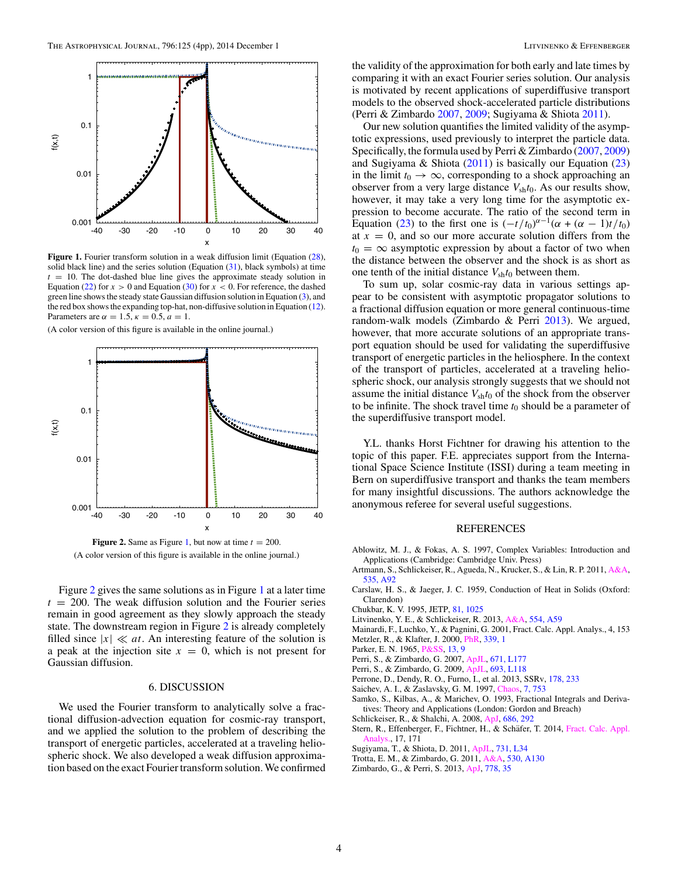f(x,t)

1

0.1

0.01

0.001

-40 -30 -20 -10 0 10 20 30 40

x

**Figure 1.** Fourier transform solution in a weak diffusion limit (Equation (28), solid black line) and the series solution (Equation (31), black symbols) at time $t = 10$. The dot-dashed blue line gives the approximate steady solution in Equation (22) for $x > 0$ and Equation (30) for $x < 0$. For reference, the dashed green line shows the steady state Gaussian diffusion solution in Equation (3), and the red box shows the expanding top-hat, non-diffusive solution in Equation (12). Parameters are $\alpha = 1.5$, $\kappa = 0.5$, $a = 1$.

(A color version of this figure is available in the online journal.)

f(x,t)

1

0.1

0.01

0.001

-40 -30 -20 -10 0 10 20 30 40

x

**Figure 2.** Same as Figure 1, but now at time $t = 200$.

(A color version of this figure is available in the online journal.)

Figure 2 gives the same solutions as in Figure 1 at a later time $t = 200$. The weak diffusion solution and the Fourier series remain in good agreement as they slowly approach the steady state. The downstream region in Figure 2 is already completely filled since $|x| \ll at$. An interesting feature of the solution is a peak at the injection site $x = 0$, which is not present for Gaussian diffusion.

## 6. DISCUSSION

We used the Fourier transform to analytically solve a fractional diffusion-advection equation for cosmic-ray transport, and we applied the solution to the problem of describing the transport of energetic particles, accelerated at a traveling heliospheric shock. We also developed a weak diffusion approximation based on the exact Fourier transform solution. We confirmed the validity of the approximation for both early and late times by comparing it with an exact Fourier series solution. Our analysis is motivated by recent applications of superdiffusive transport models to the observed shock-accelerated particle distributions (Perri & Zimbardo 2007, 2009; Sugiyama & Shiota 2011).

Our new solution quantifies the limited validity of the asymptotic expressions, used previously to interpret the particle data. Specifically, the formula used by Perri & Zimbardo (2007, 2009) and Sugiyama & Shiota (2011) is basically our Equation (23) in the limit $t_0 \to \infty$, corresponding to a shock approaching an observer from a very large distance $V_{\rm sh} t_0$. As our results show, however, it may take a very long time for the asymptotic expression to become accurate. The ratio of the second term in Equation (23) to the first one is $(-t/t_0)^{\alpha-1}(\alpha + (\alpha - 1)t/t_0)$ at $x = 0$, and so our more accurate solution differs from the $t_0 = \infty$ asymptotic expression by about a factor of two when the distance between the observer and the shock is as short as one tenth of the initial distance $V_{\rm sh} t_0$ between them.

To sum up, solar cosmic-ray data in various settings appear to be consistent with asymptotic propagator solutions to a fractional diffusion equation or more general continuous-time random-walk models (Zimbardo & Perri 2013). We argued, however, that more accurate solutions of an appropriate transport equation should be used for validating the superdiffusive transport of energetic particles in the heliosphere. In the context of the transport of particles, accelerated at a traveling heliospheric shock, our analysis strongly suggests that we should not assume the initial distance $V_{\rm sh} t_0$ of the shock from the observer to be infinite. The shock travel time $t_0$ should be a parameter of the superdiffusive transport model.

Y.L. thanks Horst Fichtner for drawing his attention to the topic of this paper. F.E. appreciates support from the International Space Science Institute (ISSI) during a team meeting in Bern on superdiffusive transport and thanks the team members for many insightful discussions. The authors acknowledge the anonymous referee for several useful suggestions.

## REFERENCES

Ablowitz, M. J., & Fokas, A. S. 1997, Complex Variables: Introduction and Applications (Cambridge: Cambridge Univ. Press)

Artmann, S., Schlickeiser, R., Agueda, N., Krucker, S., & Lin, R. P. 2011, A&A, 535, A92

Carslaw, H. S., & Jaeger, J. C. 1959, Conduction of Heat in Solids (Oxford: Clarendon)

Chukbar, K. V. 1995, JETP, 81, 1025

Litvinenko, Y. E., & Schlickeiser, R. 2013, A&A, 554, A59

Mainardi, F., Luchko, Y., & Pagnini, G. 2001, Fract. Calc. Appl. Analys., 4, 153

Metzler, R., & Klafter, J. 2000, PhR, 339, 1

Parker, E. N. 1965, P&SS, 13, 9

Perri, S., & Zimbardo, G. 2007, ApJL, 671, L177

Perri, S., & Zimbardo, G. 2009, ApJL, 693, L118

Perrone, D., Dendy, R. O., Furno, I., et al. 2013, SSRv, 178, 233

Saichev, A. I., & Zaslavsky, G. M. 1997, Chaos, 7, 753

Samko, S., Kilbas, A., & Marichev, O. 1993, Fractional Integrals and Derivatives: Theory and Applications (London: Gordon and Breach)

Schlickeiser, R., & Shalchi, A. 2008, ApJ, 686, 292

Stern, R., Effenberger, F., Fichtner, H., & Schäfer, T. 2014, Fract. Calc. Appl. Analys., 17, 171

Sugiyama, T., & Shiota, D. 2011, ApJL, 731, L34

Trotta, E. M., & Zimbardo, G. 2011, A&A, 530, A130

Zimbardo, G., & Perri, S. 2013, ApJ, 778, 35